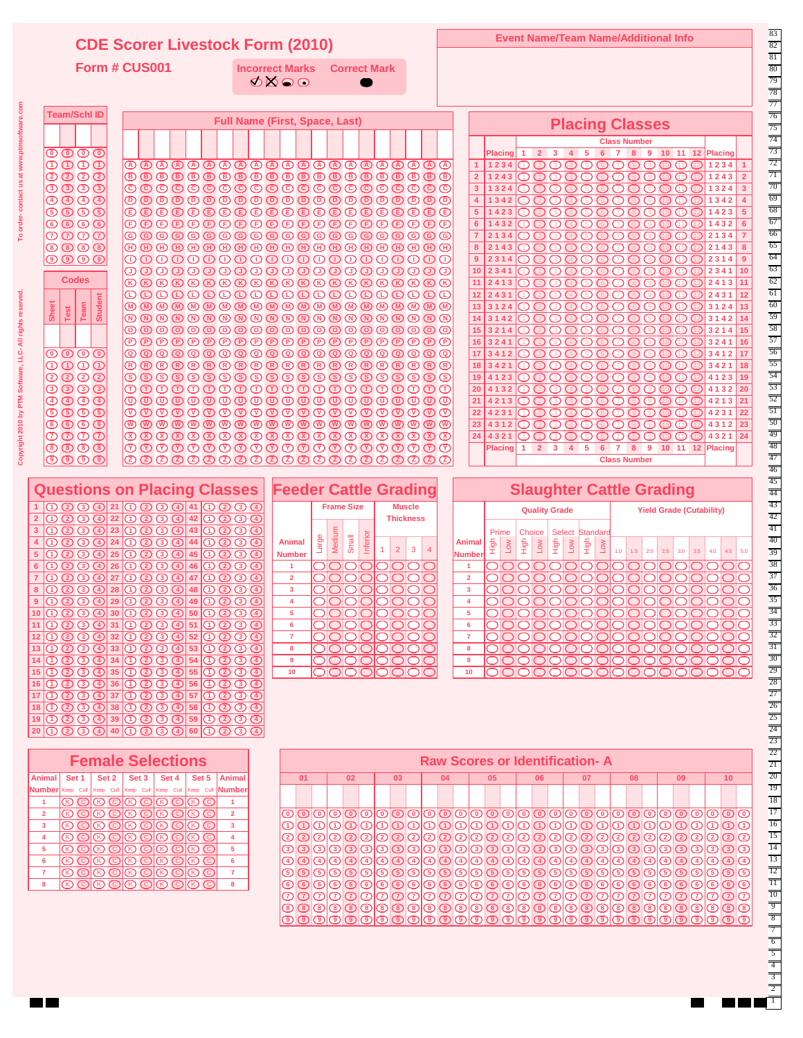# CDE Scorer Livestock Form (2010)

**Form # CUS001**

Incorrect Marks ✓ ✗ ⊖ ⊙ Correct Marks ●

**Event Name/Team Name/Additional Info**

To order- contact us at www.ptmsoftware.com

Copyright 2010 by PTM Software, LLC- All rights reserved.

## Team/Schl ID

| | | | |
|---|---|---|---|
| 0 | 0 | 0 | 0 |
| 1 | 1 | 1 | 1 |
| 2 | 2 | 2 | 2 |
| 3 | 3 | 3 | 3 |
| 4 | 4 | 4 | 4 |
| 5 | 5 | 5 | 5 |
| 6 | 6 | 6 | 6 |
| 7 | 7 | 7 | 7 |
| 8 | 8 | 8 | 8 |
| 9 | 9 | 9 | 9 |

## Codes

| Sheet | Test | Team | Student |
|---|---|---|---|
| 0 | 0 | 0 | 0 |
| 1 | 1 | 1 | 1 |
| 2 | 2 | 2 | 2 |
| 3 | 3 | 3 | 3 |
| 4 | 4 | 4 | 4 |
| 5 | 5 | 5 | 5 |
| 6 | 6 | 6 | 6 |
| 7 | 7 | 7 | 7 |
| 8 | 8 | 8 | 8 |
| 9 | 9 | 9 | 9 |

## Full Name (First, Space, Last)

20 columns, each with bubbles A through Z.

## Placing Classes

| | Placing | 1 | 2 | 3 | 4 | 5 | 6 | 7 | 8 | 9 | 10 | 11 | 12 | Placing | |
|---|---|---|---|---|---|---|---|---|---|---|---|---|---|---|---|
| 1 | 1 2 3 4 | | | | | | | | | | | | | 1 2 3 4 | 1 |
| 2 | 1 2 4 3 | | | | | | | | | | | | | 1 2 4 3 | 2 |
| 3 | 1 3 2 4 | | | | | | | | | | | | | 1 3 2 4 | 3 |
| 4 | 1 3 4 2 | | | | | | | | | | | | | 1 3 4 2 | 4 |
| 5 | 1 4 2 3 | | | | | | | | | | | | | 1 4 2 3 | 5 |
| 6 | 1 4 3 2 | | | | | | | | | | | | | 1 4 3 2 | 6 |
| 7 | 2 1 3 4 | | | | | | | | | | | | | 2 1 3 4 | 7 |
| 8 | 2 1 4 3 | | | | | | | | | | | | | 2 1 4 3 | 8 |
| 9 | 2 3 1 4 | | | | | | | | | | | | | 2 3 1 4 | 9 |
| 10 | 2 3 4 1 | | | | | | | | | | | | | 2 3 4 1 | 10 |
| 11 | 2 4 1 3 | | | | | | | | | | | | | 2 4 1 3 | 11 |
| 12 | 2 4 3 1 | | | | | | | | | | | | | 2 4 3 1 | 12 |
| 13 | 3 1 2 4 | | | | | | | | | | | | | 3 1 2 4 | 13 |
| 14 | 3 1 4 2 | | | | | | | | | | | | | 3 1 4 2 | 14 |
| 15 | 3 2 1 4 | | | | | | | | | | | | | 3 2 1 4 | 15 |
| 16 | 3 2 4 1 | | | | | | | | | | | | | 3 2 4 1 | 16 |
| 17 | 3 4 1 2 | | | | | | | | | | | | | 3 4 1 2 | 17 |
| 18 | 3 4 2 1 | | | | | | | | | | | | | 3 4 2 1 | 18 |
| 19 | 4 1 2 3 | | | | | | | | | | | | | 4 1 2 3 | 19 |
| 20 | 4 1 3 2 | | | | | | | | | | | | | 4 1 3 2 | 20 |
| 21 | 4 2 1 3 | | | | | | | | | | | | | 4 2 1 3 | 21 |
| 22 | 4 2 3 1 | | | | | | | | | | | | | 4 2 3 1 | 22 |
| 23 | 4 3 1 2 | | | | | | | | | | | | | 4 3 1 2 | 23 |
| 24 | 4 3 2 1 | | | | | | | | | | | | | 4 3 2 1 | 24 |
| | Placing | 1 | 2 | 3 | 4 | 5 | 6 | 7 | 8 | 9 | 10 | 11 | 12 | Placing | |

Class Number

## Questions on Placing Classes

| | | | | | | | | | | | | | | |
|---|---|---|---|---|---|---|---|---|---|---|---|---|---|---|
| 1 | 1 2 3 4 | 21 | 1 2 3 4 | 41 | 1 2 3 4 |
| 2 | 1 2 3 4 | 22 | 1 2 3 4 | 42 | 1 2 3 4 |
| 3 | 1 2 3 4 | 23 | 1 2 3 4 | 43 | 1 2 3 4 |
| 4 | 1 2 3 4 | 24 | 1 2 3 4 | 44 | 1 2 3 4 |
| 5 | 1 2 3 4 | 25 | 1 2 3 4 | 45 | 1 2 3 4 |
| 6 | 1 2 3 4 | 26 | 1 2 3 4 | 46 | 1 2 3 4 |
| 7 | 1 2 3 4 | 27 | 1 2 3 4 | 47 | 1 2 3 4 |
| 8 | 1 2 3 4 | 28 | 1 2 3 4 | 48 | 1 2 3 4 |
| 9 | 1 2 3 4 | 29 | 1 2 3 4 | 49 | 1 2 3 4 |
| 10 | 1 2 3 4 | 30 | 1 2 3 4 | 50 | 1 2 3 4 |
| 11 | 1 2 3 4 | 31 | 1 2 3 4 | 51 | 1 2 3 4 |
| 12 | 1 2 3 4 | 32 | 1 2 3 4 | 52 | 1 2 3 4 |
| 13 | 1 2 3 4 | 33 | 1 2 3 4 | 53 | 1 2 3 4 |
| 14 | 1 2 3 4 | 34 | 1 2 3 4 | 54 | 1 2 3 4 |
| 15 | 1 2 3 4 | 35 | 1 2 3 4 | 55 | 1 2 3 4 |
| 16 | 1 2 3 4 | 36 | 1 2 3 4 | 56 | 1 2 3 4 |
| 17 | 1 2 3 4 | 37 | 1 2 3 4 | 57 | 1 2 3 4 |
| 18 | 1 2 3 4 | 38 | 1 2 3 4 | 58 | 1 2 3 4 |
| 19 | 1 2 3 4 | 39 | 1 2 3 4 | 59 | 1 2 3 4 |
| 20 | 1 2 3 4 | 40 | 1 2 3 4 | 60 | 1 2 3 4 |

## Feeder Cattle Grading

| Animal Number | Frame Size | | | | Muscle Thickness | | | |
|---|---|---|---|---|---|---|---|---|
| | Large | Medium | Small | Inferior | 1 | 2 | 3 | 4 |
| 1 | | | | | | | | |
| 2 | | | | | | | | |
| 3 | | | | | | | | |
| 4 | | | | | | | | |
| 5 | | | | | | | | |
| 6 | | | | | | | | |
| 7 | | | | | | | | |
| 8 | | | | | | | | |
| 9 | | | | | | | | |
| 10 | | | | | | | | |

## Slaughter Cattle Grading

| Animal Number | Quality Grade | | | | | | | | Yield Grade (Cutability) | | | | | | | | | |
|---|---|---|---|---|---|---|---|---|---|---|---|---|---|---|---|---|---|---|
| | Prime | | Choice | | Select | | Standard | | | | | | | | | | | |
| | High | Low | High | Low | High | Low | High | Low | 1.0 | 1.5 | 2.0 | 2.5 | 3.0 | 3.5 | 4.0 | 4.5 | 5.0 |
| 1 | | | | | | | | | | | | | | | | | |
| 2 | | | | | | | | | | | | | | | | | |
| 3 | | | | | | | | | | | | | | | | | |
| 4 | | | | | | | | | | | | | | | | | |
| 5 | | | | | | | | | | | | | | | | | |
| 6 | | | | | | | | | | | | | | | | | |
| 7 | | | | | | | | | | | | | | | | | |
| 8 | | | | | | | | | | | | | | | | | |
| 9 | | | | | | | | | | | | | | | | | |
| 10 | | | | | | | | | | | | | | | | | |

## Female Selections

| Animal Number | Set 1 | | Set 2 | | Set 3 | | Set 4 | | Set 5 | | Animal Number |
|---|---|---|---|---|---|---|---|---|---|---|---|
| | Keep | Cull | Keep | Cull | Keep | Cull | Keep | Cull | Keep | Cull | |
| 1 | K | C | K | C | K | C | K | C | K | C | 1 |
| 2 | K | C | K | C | K | C | K | C | K | C | 2 |
| 3 | K | C | K | C | K | C | K | C | K | C | 3 |
| 4 | K | C | K | C | K | C | K | C | K | C | 4 |
| 5 | K | C | K | C | K | C | K | C | K | C | 5 |
| 6 | K | C | K | C | K | C | K | C | K | C | 6 |
| 7 | K | C | K | C | K | C | K | C | K | C | 7 |
| 8 | K | C | K | C | K | C | K | C | K | C | 8 |

## Raw Scores or Identification- A

| 01 | 02 | 03 | 04 | 05 | 06 | 07 | 08 | 09 | 10 |
|---|---|---|---|---|---|---|---|---|---|
| 0–9 | 0–9 | 0–9 | 0–9 | 0–9 | 0–9 | 0–9 | 0–9 | 0–9 | 0–9 |

Each field has three digit columns with bubbles 0 through 9.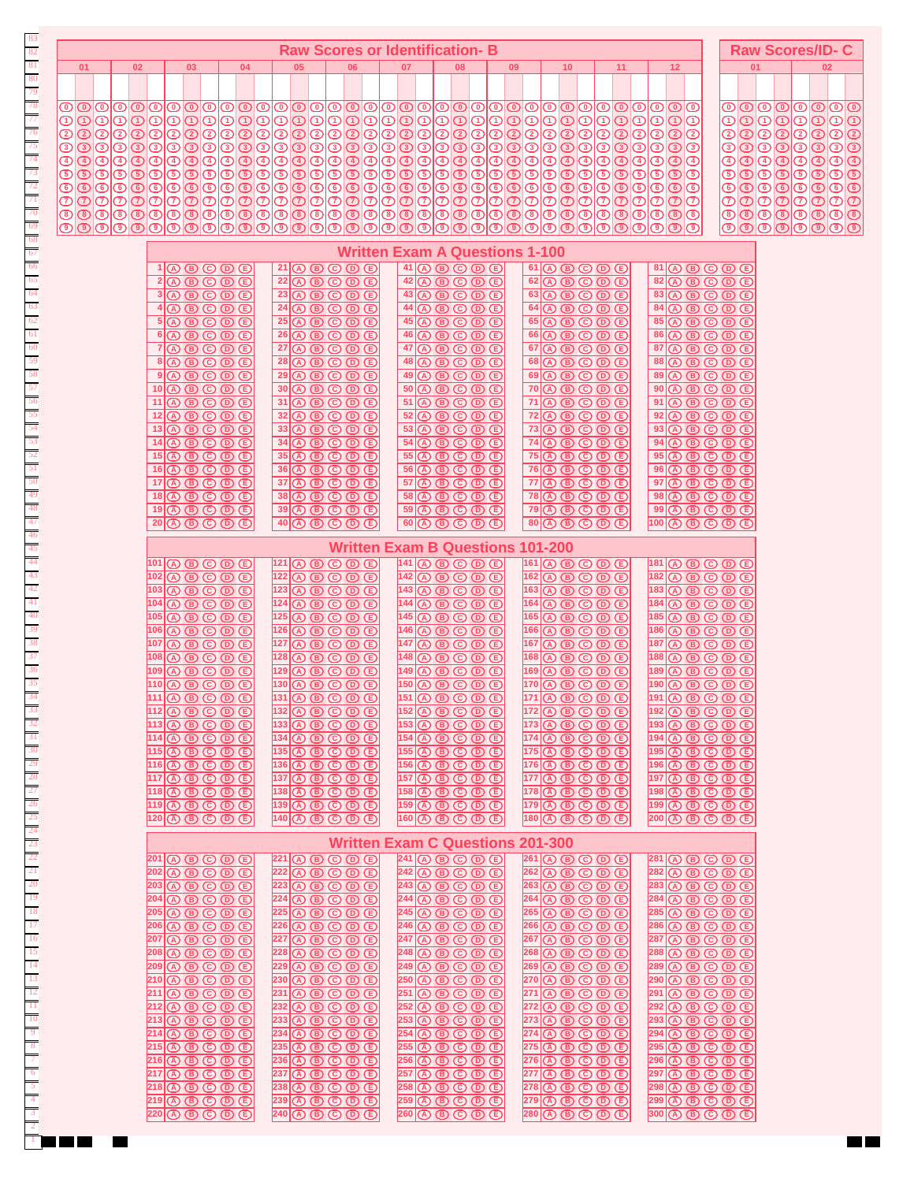## Raw Scores or Identification- B

01 02 03 04 05 06 07 08 09 10 11 12

## Raw Scores/ID- C

01 02

## Written Exam A Questions 1-100

## Written Exam B Questions 101-200

## Written Exam C Questions 201-300